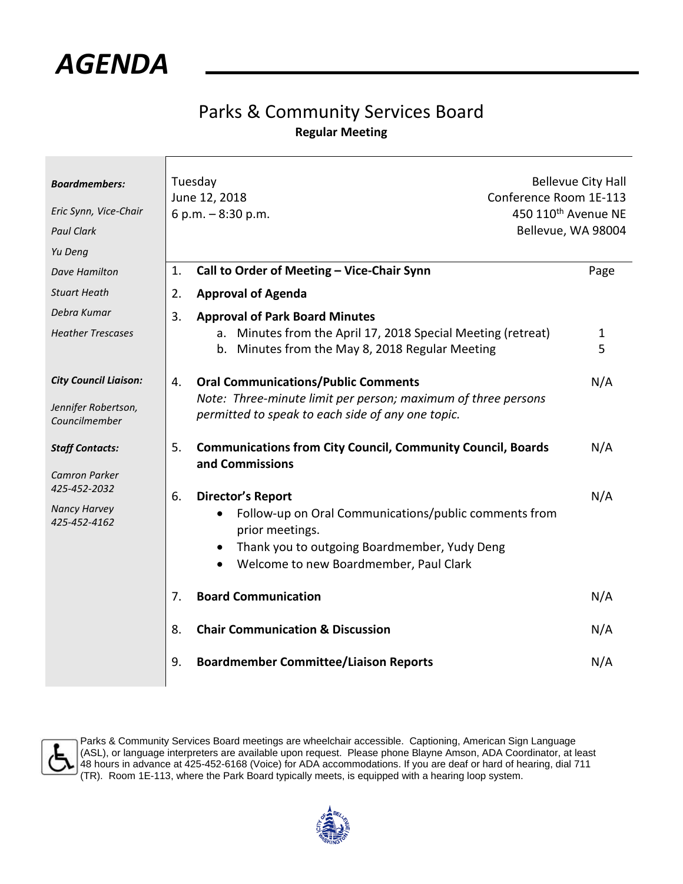# AGENDA

## Parks & Community Services Board

**Regular Meeting**

***Boardmembers:***

*Eric Synn, Vice-Chair*

*Paul Clark*

*Yu Deng*

*Dave Hamilton*

*Stuart Heath*

*Debra Kumar*

*Heather Trescases*

***City Council Liaison:***

*Jennifer Robertson, Councilmember*

***Staff Contacts:***

*Camron Parker*
*425-452-2032*

*Nancy Harvey*
*425-452-4162*

Tuesday
June 12, 2018
6 p.m. – 8:30 p.m.

Bellevue City Hall
Conference Room 1E-113
450 110th Avenue NE
Bellevue, WA 98004

| | | Page |
|---|---|---|
| 1. | **Call to Order of Meeting – Vice-Chair Synn** | |
| 2. | **Approval of Agenda** | |
| 3. | **Approval of Park Board Minutes** | |
| | a. Minutes from the April 17, 2018 Special Meeting (retreat) | 1 |
| | b. Minutes from the May 8, 2018 Regular Meeting | 5 |
| 4. | **Oral Communications/Public Comments** <br> *Note: Three-minute limit per person; maximum of three persons permitted to speak to each side of any one topic.* | N/A |
| 5. | **Communications from City Council, Community Council, Boards and Commissions** | N/A |
| 6. | **Director's Report** <br> • Follow-up on Oral Communications/public comments from prior meetings. <br> • Thank you to outgoing Boardmember, Yudy Deng <br> • Welcome to new Boardmember, Paul Clark | N/A |
| 7. | **Board Communication** | N/A |
| 8. | **Chair Communication & Discussion** | N/A |
| 9. | **Boardmember Committee/Liaison Reports** | N/A |

Parks & Community Services Board meetings are wheelchair accessible. Captioning, American Sign Language (ASL), or language interpreters are available upon request. Please phone Blayne Amson, ADA Coordinator, at least 48 hours in advance at 425-452-6168 (Voice) for ADA accommodations. If you are deaf or hard of hearing, dial 711 (TR). Room 1E-113, where the Park Board typically meets, is equipped with a hearing loop system.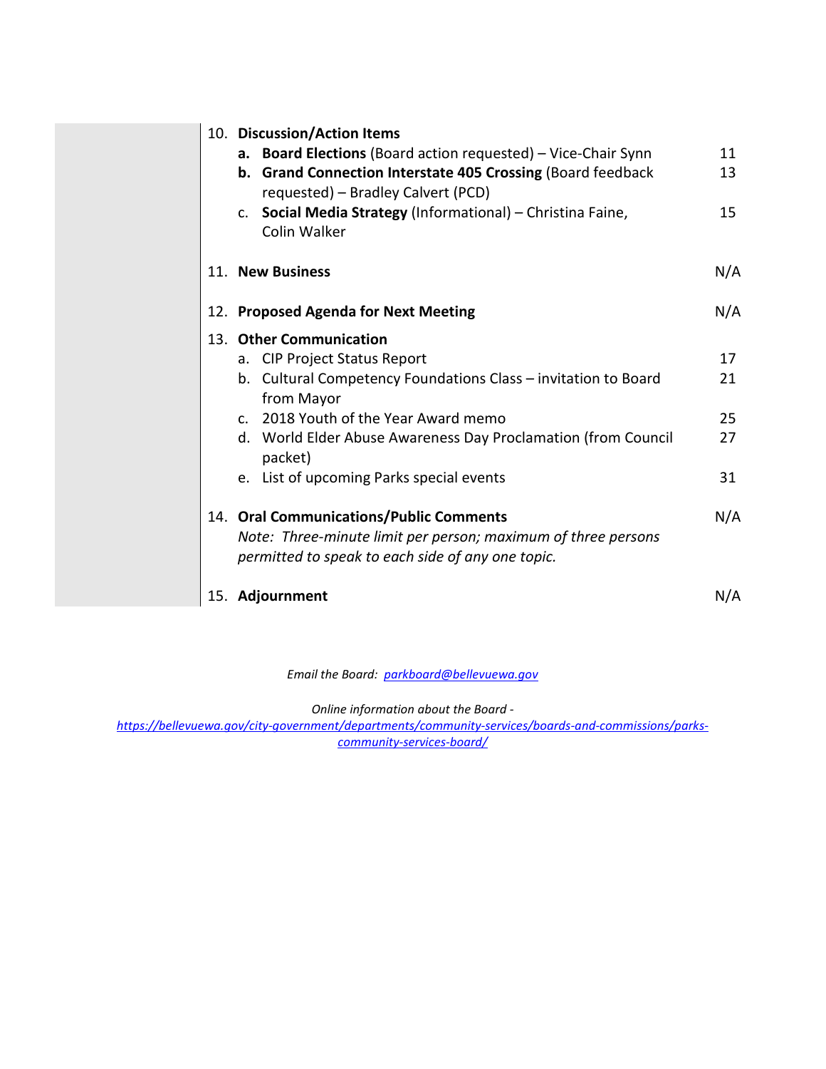| | |
|---|---|
| **10. Discussion/Action Items** | |
| a. **Board Elections** (Board action requested) – Vice-Chair Synn | 11 |
| b. **Grand Connection Interstate 405 Crossing** (Board feedback requested) – Bradley Calvert (PCD) | 13 |
| c. **Social Media Strategy** (Informational) – Christina Faine, Colin Walker | 15 |
| **11. New Business** | N/A |
| **12. Proposed Agenda for Next Meeting** | N/A |
| **13. Other Communication** | |
| a. CIP Project Status Report | 17 |
| b. Cultural Competency Foundations Class – invitation to Board from Mayor | 21 |
| c. 2018 Youth of the Year Award memo | 25 |
| d. World Elder Abuse Awareness Day Proclamation (from Council packet) | 27 |
| e. List of upcoming Parks special events | 31 |
| **14. Oral Communications/Public Comments**<br>*Note: Three-minute limit per person; maximum of three persons permitted to speak to each side of any one topic.* | N/A |
| **15. Adjournment** | N/A |

*Email the Board: parkboard@bellevuewa.gov*

*Online information about the Board - https://bellevuewa.gov/city-government/departments/community-services/boards-and-commissions/parks-community-services-board/*